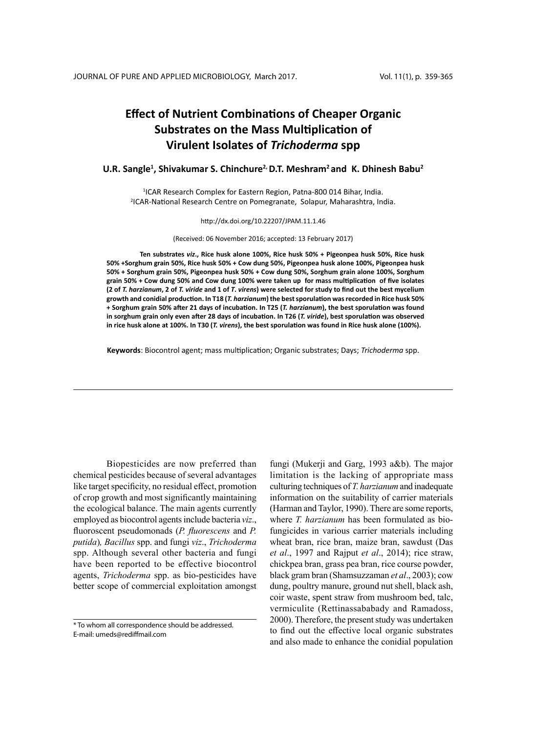# Effect of Nutrient Combinations of Cheaper Organic Substrates on the Mass Multiplication of Virulent Isolates of *Trichoderma* spp

**U.R. Sangle[1], Shivakumar S. Chinchure[2], D.T. Meshram[2] and K. Dhinesh Babu[2]**

[1]ICAR Research Complex for Eastern Region, Patna-800 014 Bihar, India.
[2]ICAR-National Research Centre on Pomegranate, Solapur, Maharashtra, India.

http://dx.doi.org/10.22207/JPAM.11.1.46

(Received: 06 November 2016; accepted: 13 February 2017)

**Ten substrates *viz*., Rice husk alone 100%, Rice husk 50% + Pigeonpea husk 50%, Rice husk 50% +Sorghum grain 50%, Rice husk 50% + Cow dung 50%, Pigeonpea husk alone 100%, Pigeonpea husk 50% + Sorghum grain 50%, Pigeonpea husk 50% + Cow dung 50%, Sorghum grain alone 100%, Sorghum grain 50% + Cow dung 50% and Cow dung 100% were taken up for mass multiplication of five isolates (2 of *T. harzianum*, 2 of *T. viride* and 1 of *T. virens*) were selected for study to find out the best mycelium growth and conidial production. In T18 (*T. harzianum*) the best sporulation was recorded in Rice husk 50% + Sorghum grain 50% after 21 days of incubation. In T25 (*T. harzianum*), the best sporulation was found in sorghum grain only even after 28 days of incubation. In T26 (*T. viride*), best sporulation was observed in rice husk alone at 100%. In T30 (*T. virens*), the best sporulation was found in Rice husk alone (100%).**

**Keywords**: Biocontrol agent; mass multiplication; Organic substrates; Days; *Trichoderma* spp.

---

Biopesticides are now preferred than chemical pesticides because of several advantages like target specificity, no residual effect, promotion of crop growth and most significantly maintaining the ecological balance. The main agents currently employed as biocontrol agents include bacteria *viz*., fluoroscent pseudomonads (*P. fluorescens* and *P. putida*)*, Bacillus* spp. and fungi *viz*., *Trichoderma* spp. Although several other bacteria and fungi have been reported to be effective biocontrol agents, *Trichoderma* spp. as bio-pesticides have better scope of commercial exploitation amongst fungi (Mukerji and Garg, 1993 a&b). The major limitation is the lacking of appropriate mass culturing techniques of *T. harzianum* and inadequate information on the suitability of carrier materials (Harman and Taylor, 1990). There are some reports, where *T. harzianum* has been formulated as bio-fungicides in various carrier materials including wheat bran, rice bran, maize bran, sawdust (Das *et al*., 1997 and Rajput *et al*., 2014); rice straw, chickpea bran, grass pea bran, rice course powder, black gram bran (Shamsuzzaman *et al*., 2003); cow dung, poultry manure, ground nut shell, black ash, coir waste, spent straw from mushroom bed, talc, vermiculite (Rettinassababady and Ramadoss, 2000). Therefore, the present study was undertaken to find out the effective local organic substrates and also made to enhance the conidial population

* To whom all correspondence should be addressed.
E-mail: umeds@rediffmail.com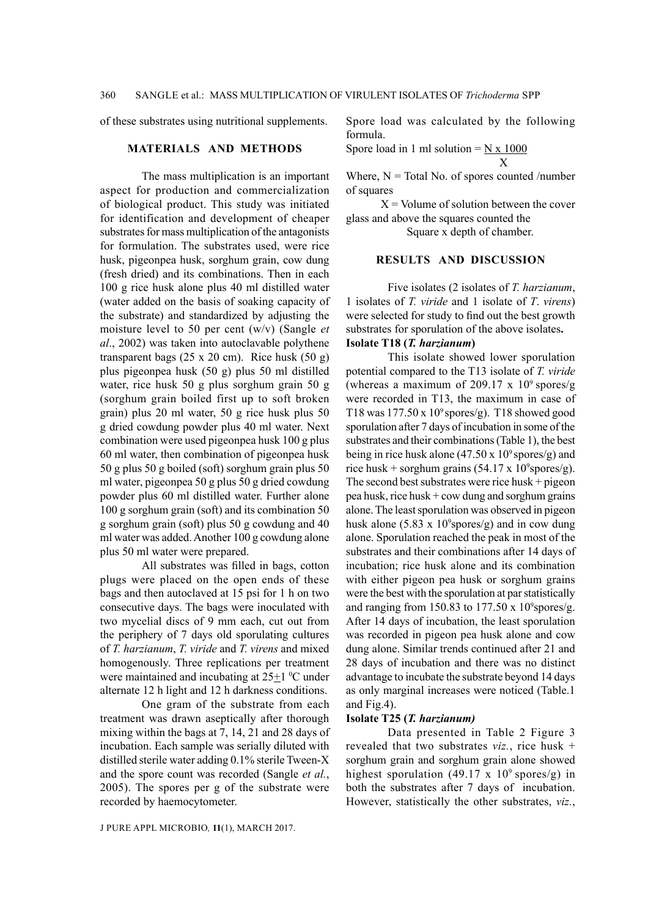of these substrates using nutritional supplements.

## MATERIALS AND METHODS

The mass multiplication is an important aspect for production and commercialization of biological product. This study was initiated for identification and development of cheaper substrates for mass multiplication of the antagonists for formulation. The substrates used, were rice husk, pigeonpea husk, sorghum grain, cow dung (fresh dried) and its combinations. Then in each 100 g rice husk alone plus 40 ml distilled water (water added on the basis of soaking capacity of the substrate) and standardized by adjusting the moisture level to 50 per cent (w/v) (Sangle *et al*., 2002) was taken into autoclavable polythene transparent bags (25 x 20 cm). Rice husk (50 g) plus pigeonpea husk (50 g) plus 50 ml distilled water, rice husk 50 g plus sorghum grain 50 g (sorghum grain boiled first up to soft broken grain) plus 20 ml water, 50 g rice husk plus 50 g dried cowdung powder plus 40 ml water. Next combination were used pigeonpea husk 100 g plus 60 ml water, then combination of pigeonpea husk 50 g plus 50 g boiled (soft) sorghum grain plus 50 ml water, pigeonpea 50 g plus 50 g dried cowdung powder plus 60 ml distilled water. Further alone 100 g sorghum grain (soft) and its combination 50 g sorghum grain (soft) plus 50 g cowdung and 40 ml water was added. Another 100 g cowdung alone plus 50 ml water were prepared.

All substrates was filled in bags, cotton plugs were placed on the open ends of these bags and then autoclaved at 15 psi for 1 h on two consecutive days. The bags were inoculated with two mycelial discs of 9 mm each, cut out from the periphery of 7 days old sporulating cultures of *T. harzianum*, *T. viride* and *T. virens* and mixed homogenously. Three replications per treatment were maintained and incubating at 25$\pm$1 $^{0}$C under alternate 12 h light and 12 h darkness conditions.

One gram of the substrate from each treatment was drawn aseptically after thorough mixing within the bags at 7, 14, 21 and 28 days of incubation. Each sample was serially diluted with distilled sterile water adding 0.1% sterile Tween-X and the spore count was recorded (Sangle *et al.*, 2005). The spores per g of the substrate were recorded by haemocytometer.

Spore load was calculated by the following formula.

$$\text{Spore load in 1 ml solution} = \frac{N \times 1000}{X}$$

Where, N = Total No. of spores counted /number of squares

X = Volume of solution between the cover glass and above the squares counted the Square x depth of chamber.

## RESULTS AND DISCUSSION

Five isolates (2 isolates of *T. harzianum*, 1 isolates of *T. viride* and 1 isolate of *T. virens*) were selected for study to find out the best growth substrates for sporulation of the above isolates**.**

### Isolate T18 (*T. harzianum*)

This isolate showed lower sporulation potential compared to the T13 isolate of *T. viride* (whereas a maximum of 209.17 x $10^9$ spores/g were recorded in T13, the maximum in case of T18 was 177.50 x $10^9$ spores/g). T18 showed good sporulation after 7 days of incubation in some of the substrates and their combinations (Table 1), the best being in rice husk alone (47.50 x $10^9$ spores/g) and rice husk + sorghum grains (54.17 x $10^9$spores/g). The second best substrates were rice husk + pigeon pea husk, rice husk + cow dung and sorghum grains alone. The least sporulation was observed in pigeon husk alone (5.83 x $10^9$spores/g) and in cow dung alone. Sporulation reached the peak in most of the substrates and their combinations after 14 days of incubation; rice husk alone and its combination with either pigeon pea husk or sorghum grains were the best with the sporulation at par statistically and ranging from 150.83 to 177.50 x $10^9$spores/g. After 14 days of incubation, the least sporulation was recorded in pigeon pea husk alone and cow dung alone. Similar trends continued after 21 and 28 days of incubation and there was no distinct advantage to incubate the substrate beyond 14 days as only marginal increases were noticed (Table.1 and Fig.4).

### Isolate T25 (*T. harzianum)*

Data presented in Table 2 Figure 3 revealed that two substrates *viz.*, rice husk + sorghum grain and sorghum grain alone showed highest sporulation (49.17 x $10^9$ spores/g) in both the substrates after 7 days of incubation. However, statistically the other substrates, *viz.*,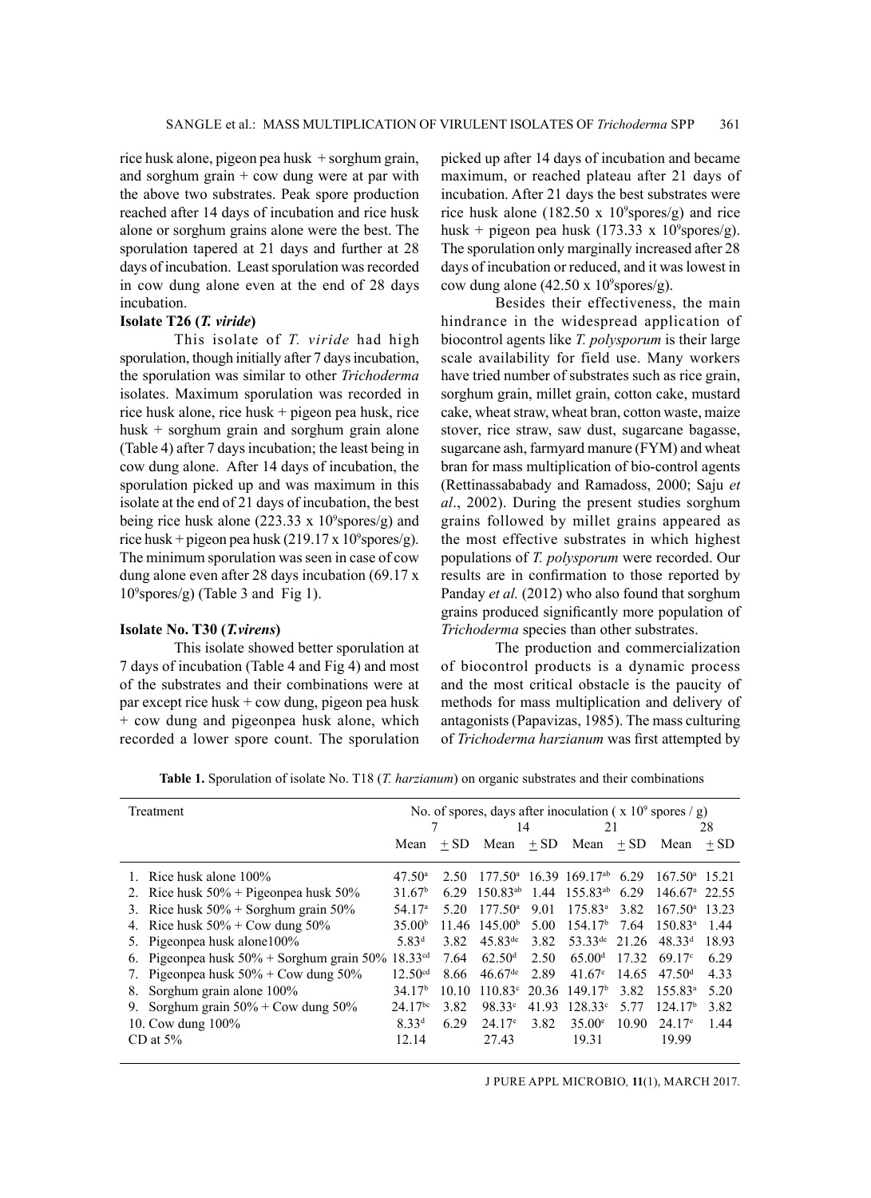rice husk alone, pigeon pea husk + sorghum grain, and sorghum grain + cow dung were at par with the above two substrates. Peak spore production reached after 14 days of incubation and rice husk alone or sorghum grains alone were the best. The sporulation tapered at 21 days and further at 28 days of incubation. Least sporulation was recorded in cow dung alone even at the end of 28 days incubation.

**Isolate T26 (*T. viride*)**

This isolate of *T. viride* had high sporulation, though initially after 7 days incubation, the sporulation was similar to other *Trichoderma* isolates. Maximum sporulation was recorded in rice husk alone, rice husk + pigeon pea husk, rice husk + sorghum grain and sorghum grain alone (Table 4) after 7 days incubation; the least being in cow dung alone. After 14 days of incubation, the sporulation picked up and was maximum in this isolate at the end of 21 days of incubation, the best being rice husk alone (223.33 x $10^9$spores/g) and rice husk + pigeon pea husk (219.17 x $10^9$spores/g). The minimum sporulation was seen in case of cow dung alone even after 28 days incubation (69.17 x $10^9$spores/g) (Table 3 and Fig 1).

**Isolate No. T30 (*T.virens*)**

This isolate showed better sporulation at 7 days of incubation (Table 4 and Fig 4) and most of the substrates and their combinations were at par except rice husk + cow dung, pigeon pea husk + cow dung and pigeonpea husk alone, which recorded a lower spore count. The sporulation picked up after 14 days of incubation and became maximum, or reached plateau after 21 days of incubation. After 21 days the best substrates were rice husk alone (182.50 x $10^9$spores/g) and rice husk + pigeon pea husk (173.33 x $10^9$spores/g). The sporulation only marginally increased after 28 days of incubation or reduced, and it was lowest in cow dung alone (42.50 x $10^9$spores/g).

Besides their effectiveness, the main hindrance in the widespread application of biocontrol agents like *T. polysporum* is their large scale availability for field use. Many workers have tried number of substrates such as rice grain, sorghum grain, millet grain, cotton cake, mustard cake, wheat straw, wheat bran, cotton waste, maize stover, rice straw, saw dust, sugarcane bagasse, sugarcane ash, farmyard manure (FYM) and wheat bran for mass multiplication of bio-control agents (Rettinassababady and Ramadoss, 2000; Saju *et al*., 2002). During the present studies sorghum grains followed by millet grains appeared as the most effective substrates in which highest populations of *T. polysporum* were recorded. Our results are in confirmation to those reported by Panday *et al.* (2012) who also found that sorghum grains produced significantly more population of *Trichoderma* species than other substrates.

The production and commercialization of biocontrol products is a dynamic process and the most critical obstacle is the paucity of methods for mass multiplication and delivery of antagonists (Papavizas, 1985). The mass culturing of *Trichoderma harzianum* was first attempted by

**Table 1.** Sporulation of isolate No. T18 (*T. harzianum*) on organic substrates and their combinations

| Treatment | No. of spores, days after inoculation ( x $10^9$ spores / g) | | | | | | | |
|---|---|---|---|---|---|---|---|---|
| | 7 | | 14 | | 21 | | 28 | |
| | Mean | + SD | Mean | + SD | Mean | + SD | Mean | + SD |
| 1. Rice husk alone 100% | 47.50[a] | 2.50 | 177.50[a] | 16.39 | 169.17[ab] | 6.29 | 167.50[a] | 15.21 |
| 2. Rice husk 50% + Pigeonpea husk 50% | 31.67[b] | 6.29 | 150.83[ab] | 1.44 | 155.83[ab] | 6.29 | 146.67[a] | 22.55 |
| 3. Rice husk 50% + Sorghum grain 50% | 54.17[a] | 5.20 | 177.50[a] | 9.01 | 175.83[a] | 3.82 | 167.50[a] | 13.23 |
| 4. Rice husk 50% + Cow dung 50% | 35.00[b] | 11.46 | 145.00[b] | 5.00 | 154.17[b] | 7.64 | 150.83[a] | 1.44 |
| 5. Pigeonpea husk alone100% | 5.83[d] | 3.82 | 45.83[de] | 3.82 | 53.33[de] | 21.26 | 48.33[d] | 18.93 |
| 6. Pigeonpea husk 50% + Sorghum grain 50% | 18.33[cd] | 7.64 | 62.50[d] | 2.50 | 65.00[d] | 17.32 | 69.17[c] | 6.29 |
| 7. Pigeonpea husk 50% + Cow dung 50% | 12.50[cd] | 8.66 | 46.67[de] | 2.89 | 41.67[e] | 14.65 | 47.50[d] | 4.33 |
| 8. Sorghum grain alone 100% | 34.17[b] | 10.10 | 110.83[c] | 20.36 | 149.17[b] | 3.82 | 155.83[a] | 5.20 |
| 9. Sorghum grain 50% + Cow dung 50% | 24.17[bc] | 3.82 | 98.33[c] | 41.93 | 128.33[c] | 5.77 | 124.17[b] | 3.82 |
| 10. Cow dung 100% | 8.33[d] | 6.29 | 24.17[e] | 3.82 | 35.00[e] | 10.90 | 24.17[e] | 1.44 |
| CD at 5% | 12.14 | | 27.43 | | 19.31 | | 19.99 | |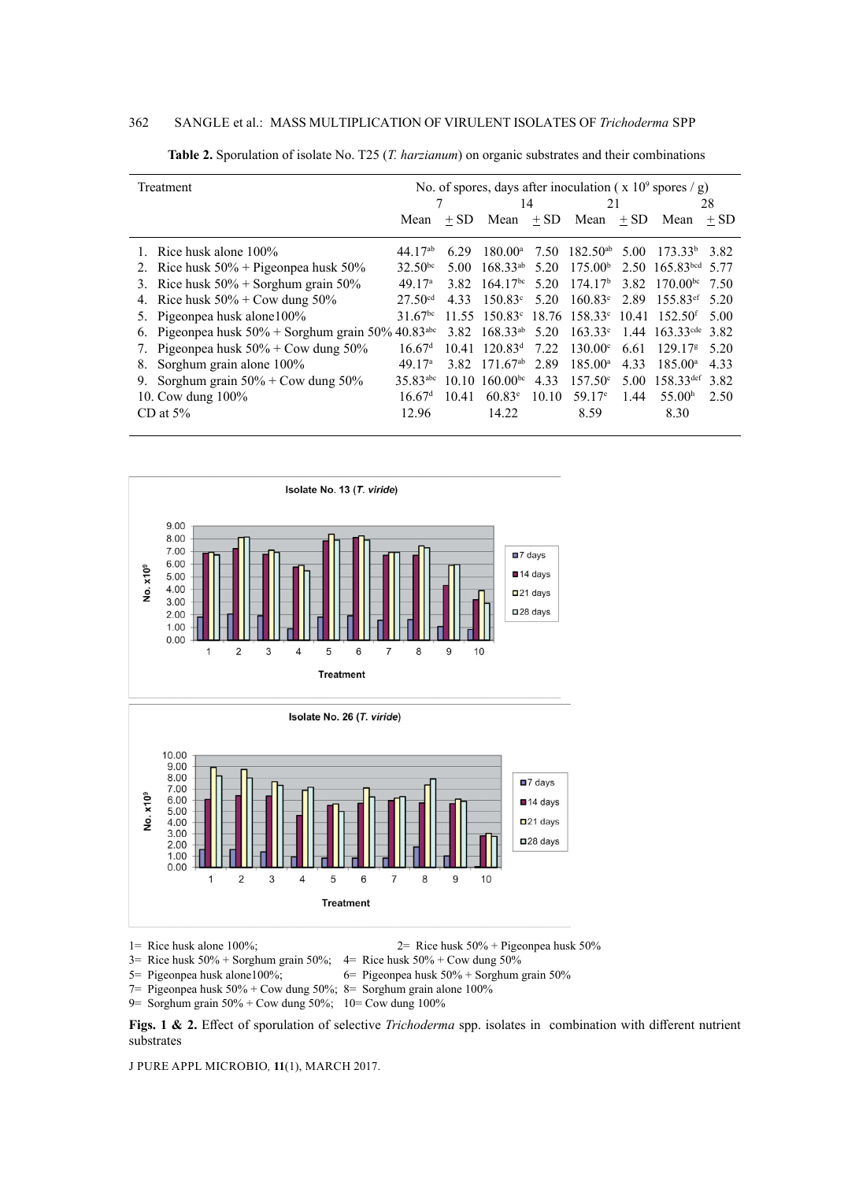**Table 2.** Sporulation of isolate No. T25 (*T. harzianum*) on organic substrates and their combinations

| Treatment | No. of spores, days after inoculation ( x $10^9$ spores / g) | | | | | | | |
|---|---|---|---|---|---|---|---|---|
| | 7 | | 14 | | 21 | | 28 | |
| | Mean | + SD | Mean | + SD | Mean | + SD | Mean | + SD |
| 1. Rice husk alone 100% | 44.17[ab] | 6.29 | 180.00[a] | 7.50 | 182.50[ab] | 5.00 | 173.33[b] | 3.82 |
| 2. Rice husk 50% + Pigeonpea husk 50% | 32.50[bc] | 5.00 | 168.33[ab] | 5.20 | 175.00[b] | 2.50 | 165.83[bcd] | 5.77 |
| 3. Rice husk 50% + Sorghum grain 50% | 49.17[a] | 3.82 | 164.17[bc] | 5.20 | 174.17[b] | 3.82 | 170.00[bc] | 7.50 |
| 4. Rice husk 50% + Cow dung 50% | 27.50[cd] | 4.33 | 150.83[c] | 5.20 | 160.83[c] | 2.89 | 155.83[ef] | 5.20 |
| 5. Pigeonpea husk alone100% | 31.67[bc] | 11.55 | 150.83[c] | 18.76 | 158.33[c] | 10.41 | 152.50[f] | 5.00 |
| 6. Pigeonpea husk 50% + Sorghum grain 50% | 40.83[abc] | 3.82 | 168.33[ab] | 5.20 | 163.33[c] | 1.44 | 163.33[cde] | 3.82 |
| 7. Pigeonpea husk 50% + Cow dung 50% | 16.67[d] | 10.41 | 120.83[d] | 7.22 | 130.00[e] | 6.61 | 129.17[g] | 5.20 |
| 8. Sorghum grain alone 100% | 49.17[a] | 3.82 | 171.67[ab] | 2.89 | 185.00[a] | 4.33 | 185.00[a] | 4.33 |
| 9. Sorghum grain 50% + Cow dung 50% | 35.83[abc] | 10.10 | 160.00[bc] | 4.33 | 157.50[c] | 5.00 | 158.33[def] | 3.82 |
| 10. Cow dung 100% | 16.67[d] | 10.41 | 60.83[e] | 10.10 | 59.17[e] | 1.44 | 55.00[h] | 2.50 |
| CD at 5% | 12.96 | | 14.22 | | 8.59 | | 8.30 | |

1= Rice husk alone 100%; 2= Rice husk 50% + Pigeonpea husk 50%
3= Rice husk 50% + Sorghum grain 50%; 4= Rice husk 50% + Cow dung 50%
5= Pigeonpea husk alone100%; 6= Pigeonpea husk 50% + Sorghum grain 50%
7= Pigeonpea husk 50% + Cow dung 50%; 8= Sorghum grain alone 100%
9= Sorghum grain 50% + Cow dung 50%; 10= Cow dung 100%

**Figs. 1 & 2.** Effect of sporulation of selective *Trichoderma* spp. isolates in combination with different nutrient substrates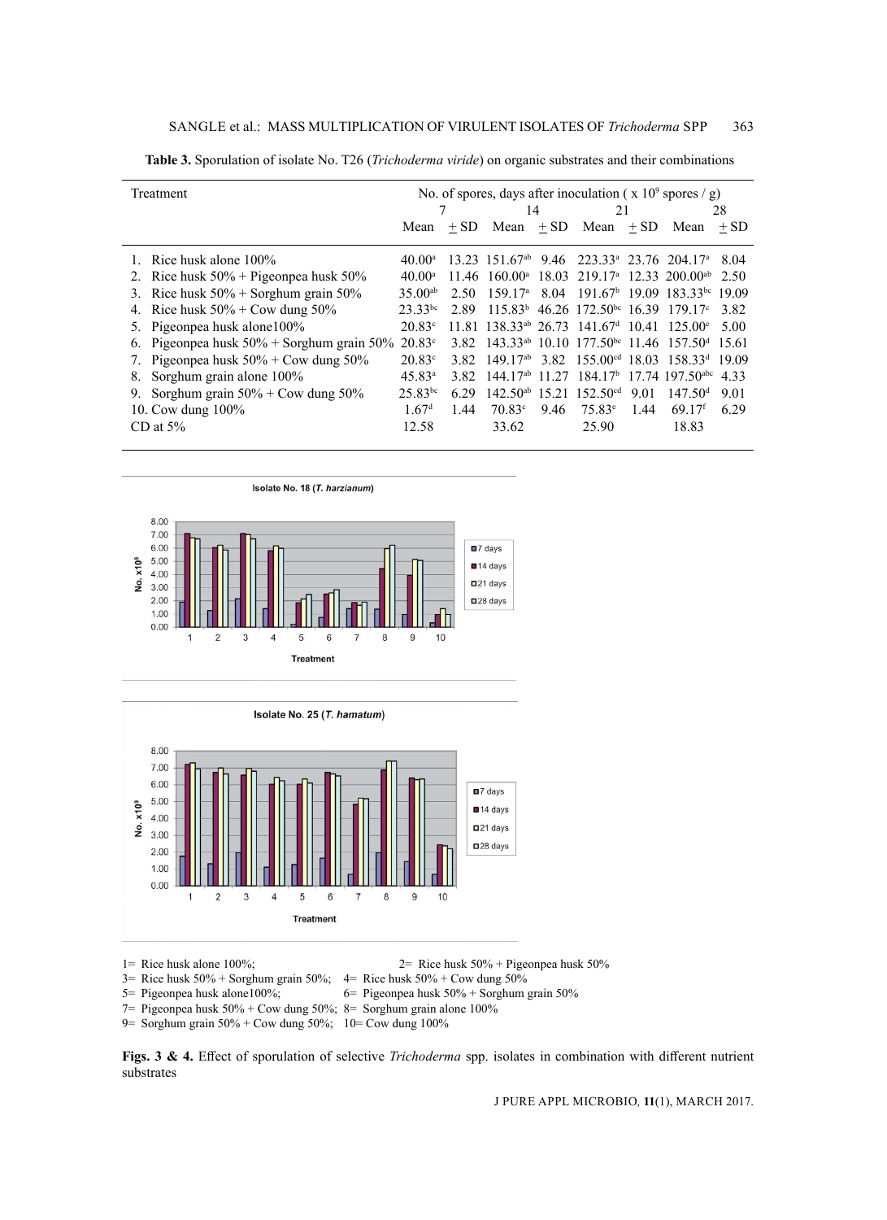**Table 3.** Sporulation of isolate No. T26 (*Trichoderma viride*) on organic substrates and their combinations

| Treatment | No. of spores, days after inoculation ( x $10^9$ spores / g) | | | | | | | |
|---|---|---|---|---|---|---|---|---|
| | 7 | | 14 | | 21 | | 28 | |
| | Mean | + SD | Mean | + SD | Mean | + SD | Mean | + SD |
| 1. Rice husk alone 100% | 40.00[a] | 13.23 | 151.67[ab] | 9.46 | 223.33[a] | 23.76 | 204.17[a] | 8.04 |
| 2. Rice husk 50% + Pigeonpea husk 50% | 40.00[a] | 11.46 | 160.00[a] | 18.03 | 219.17[a] | 12.33 | 200.00[ab] | 2.50 |
| 3. Rice husk 50% + Sorghum grain 50% | 35.00[ab] | 2.50 | 159.17[a] | 8.04 | 191.67[b] | 19.09 | 183.33[bc] | 19.09 |
| 4. Rice husk 50% + Cow dung 50% | 23.33[bc] | 2.89 | 115.83[b] | 46.26 | 172.50[bc] | 16.39 | 179.17[c] | 3.82 |
| 5. Pigeonpea husk alone100% | 20.83[c] | 11.81 | 138.33[ab] | 26.73 | 141.67[d] | 10.41 | 125.00[e] | 5.00 |
| 6. Pigeonpea husk 50% + Sorghum grain 50% | 20.83[c] | 3.82 | 143.33[ab] | 10.10 | 177.50[bc] | 11.46 | 157.50[d] | 15.61 |
| 7. Pigeonpea husk 50% + Cow dung 50% | 20.83[c] | 3.82 | 149.17[ab] | 3.82 | 155.00[cd] | 18.03 | 158.33[d] | 19.09 |
| 8. Sorghum grain alone 100% | 45.83[a] | 3.82 | 144.17[ab] | 11.27 | 184.17[b] | 17.74 | 197.50[abc] | 4.33 |
| 9. Sorghum grain 50% + Cow dung 50% | 25.83[bc] | 6.29 | 142.50[ab] | 15.21 | 152.50[cd] | 9.01 | 147.50[d] | 9.01 |
| 10. Cow dung 100% | 1.67[d] | 1.44 | 70.83[c] | 9.46 | 75.83[e] | 1.44 | 69.17[f] | 6.29 |
| CD at 5% | 12.58 | | 33.62 | | 25.90 | | 18.83 | |

1= Rice husk alone 100%; 2= Rice husk 50% + Pigeonpea husk 50%
3= Rice husk 50% + Sorghum grain 50%; 4= Rice husk 50% + Cow dung 50%
5= Pigeonpea husk alone100%; 6= Pigeonpea husk 50% + Sorghum grain 50%
7= Pigeonpea husk 50% + Cow dung 50%; 8= Sorghum grain alone 100%
9= Sorghum grain 50% + Cow dung 50%; 10= Cow dung 100%

**Figs. 3 & 4.** Effect of sporulation of selective *Trichoderma* spp. isolates in combination with different nutrient substrates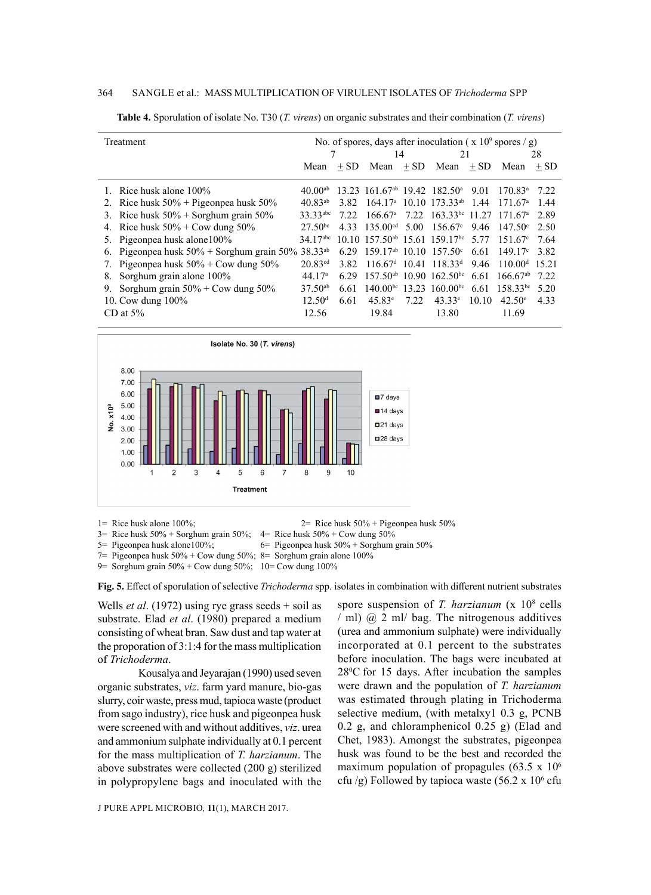**Table 4.** Sporulation of isolate No. T30 (*T. virens*) on organic substrates and their combination (*T. virens*)

| Treatment | No. of spores, days after inoculation ( x $10^9$ spores / g) | | | | | | | |
|---|---|---|---|---|---|---|---|---|
| | 7 | | 14 | | 21 | | 28 | |
| | Mean | + SD | Mean | + SD | Mean | + SD | Mean | + SD |
| 1. Rice husk alone 100% | $40.00^{ab}$ | 13.23 | $161.67^{ab}$ | 19.42 | $182.50^{a}$ | 9.01 | $170.83^{a}$ | 7.22 |
| 2. Rice husk 50% + Pigeonpea husk 50% | $40.83^{ab}$ | 3.82 | $164.17^{a}$ | 10.10 | $173.33^{ab}$ | 1.44 | $171.67^{a}$ | 1.44 |
| 3. Rice husk 50% + Sorghum grain 50% | $33.33^{abc}$ | 7.22 | $166.67^{a}$ | 7.22 | $163.33^{bc}$ | 11.27 | $171.67^{a}$ | 2.89 |
| 4. Rice husk 50% + Cow dung 50% | $27.50^{bc}$ | 4.33 | $135.00^{cd}$ | 5.00 | $156.67^{c}$ | 9.46 | $147.50^{c}$ | 2.50 |
| 5. Pigeonpea husk alone100% | $34.17^{abc}$ | 10.10 | $157.50^{ab}$ | 15.61 | $159.17^{bc}$ | 5.77 | $151.67^{c}$ | 7.64 |
| 6. Pigeonpea husk 50% + Sorghum grain 50% | $38.33^{ab}$ | 6.29 | $159.17^{ab}$ | 10.10 | $157.50^{c}$ | 6.61 | $149.17^{c}$ | 3.82 |
| 7. Pigeonpea husk 50% + Cow dung 50% | $20.83^{cd}$ | 3.82 | $116.67^{d}$ | 10.41 | $118.33^{d}$ | 9.46 | $110.00^{d}$ | 15.21 |
| 8. Sorghum grain alone 100% | $44.17^{a}$ | 6.29 | $157.50^{ab}$ | 10.90 | $162.50^{bc}$ | 6.61 | $166.67^{ab}$ | 7.22 |
| 9. Sorghum grain 50% + Cow dung 50% | $37.50^{ab}$ | 6.61 | $140.00^{bc}$ | 13.23 | $160.00^{bc}$ | 6.61 | $158.33^{bc}$ | 5.20 |
| 10. Cow dung 100% | $12.50^{d}$ | 6.61 | $45.83^{e}$ | 7.22 | $43.33^{e}$ | 10.10 | $42.50^{e}$ | 4.33 |
| CD at 5% | 12.56 | | 19.84 | | 13.80 | | 11.69 | |

1= Rice husk alone 100%; 2= Rice husk 50% + Pigeonpea husk 50%
3= Rice husk 50% + Sorghum grain 50%; 4= Rice husk 50% + Cow dung 50%
5= Pigeonpea husk alone100%; 6= Pigeonpea husk 50% + Sorghum grain 50%
7= Pigeonpea husk 50% + Cow dung 50%; 8= Sorghum grain alone 100%
9= Sorghum grain 50% + Cow dung 50%; 10= Cow dung 100%

**Fig. 5.** Effect of sporulation of selective *Trichoderma* spp. isolates in combination with different nutrient substrates

Wells *et al*. (1972) using rye grass seeds + soil as substrate. Elad *et al*. (1980) prepared a medium consisting of wheat bran. Saw dust and tap water at the proporation of 3:1:4 for the mass multiplication of *Trichoderma*.

Kousalya and Jeyarajan (1990) used seven organic substrates, *viz*. farm yard manure, bio-gas slurry, coir waste, press mud, tapioca waste (product from sago industry), rice husk and pigeonpea husk were screened with and without additives, *viz*. urea and ammonium sulphate individually at 0.1 percent for the mass multiplication of *T. harzianum*. The above substrates were collected (200 g) sterilized in polypropylene bags and inoculated with the spore suspension of *T. harzianum* (x $10^8$ cells / ml) @ 2 ml/ bag. The nitrogenous additives (urea and ammonium sulphate) were individually incorporated at 0.1 percent to the substrates before inoculation. The bags were incubated at $28^0$C for 15 days. After incubation the samples were drawn and the population of *T. harzianum* was estimated through plating in Trichoderma selective medium, (with metalxy1 0.3 g, PCNB 0.2 g, and chloramphenicol 0.25 g) (Elad and Chet, 1983). Amongst the substrates, pigeonpea husk was found to be the best and recorded the maximum population of propagules (63.5 x $10^6$ cfu /g) Followed by tapioca waste (56.2 x $10^6$ cfu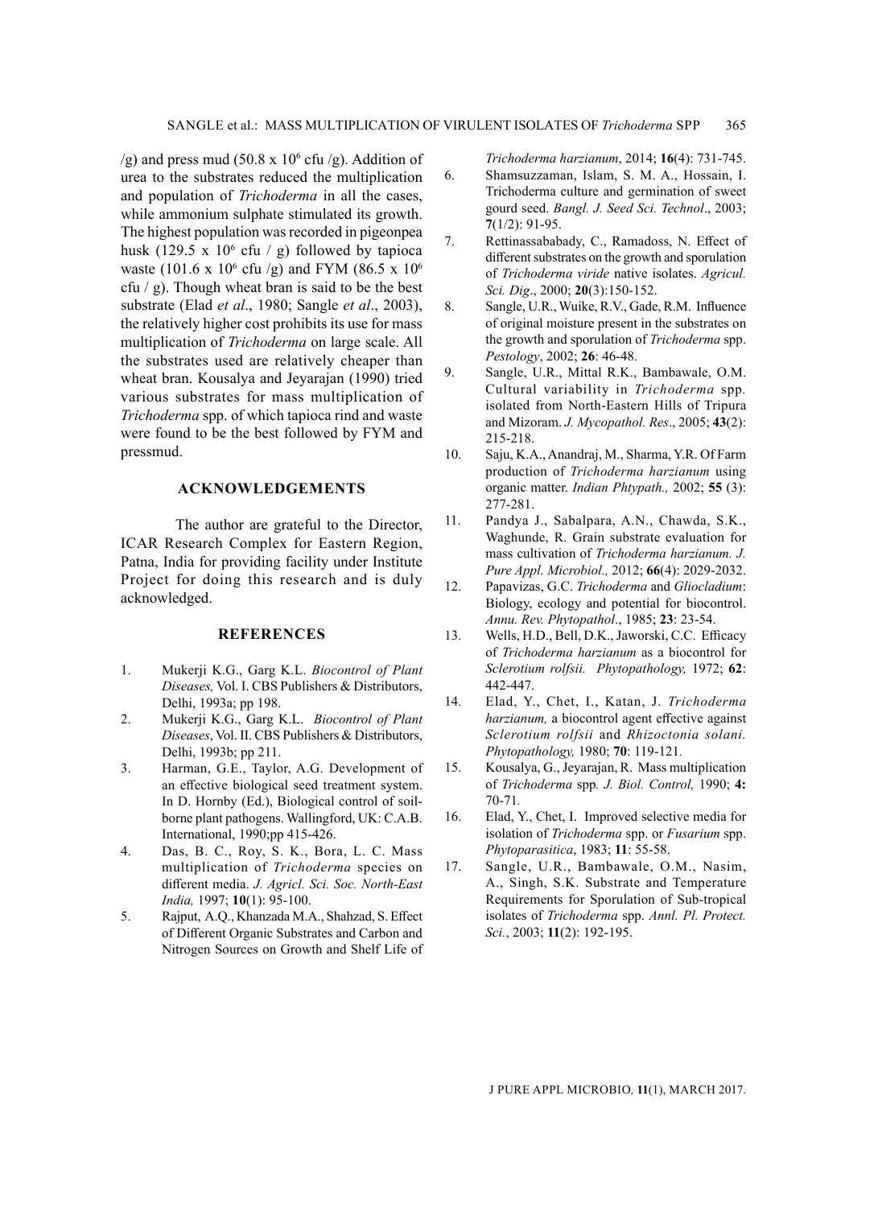/g) and press mud (50.8 x $10^6$ cfu /g). Addition of urea to the substrates reduced the multiplication and population of *Trichoderma* in all the cases, while ammonium sulphate stimulated its growth. The highest population was recorded in pigeonpea husk (129.5 x $10^6$ cfu / g) followed by tapioca waste (101.6 x $10^6$ cfu /g) and FYM (86.5 x $10^6$ cfu / g). Though wheat bran is said to be the best substrate (Elad *et al*., 1980; Sangle *et al*., 2003), the relatively higher cost prohibits its use for mass multiplication of *Trichoderma* on large scale. All the substrates used are relatively cheaper than wheat bran. Kousalya and Jeyarajan (1990) tried various substrates for mass multiplication of *Trichoderma* spp. of which tapioca rind and waste were found to be the best followed by FYM and pressmud.

## ACKNOWLEDGEMENTS

The author are grateful to the Director, ICAR Research Complex for Eastern Region, Patna, India for providing facility under Institute Project for doing this research and is duly acknowledged.

## REFERENCES

1. Mukerji K.G., Garg K.L. *Biocontrol of Plant Diseases,* Vol. I. CBS Publishers & Distributors, Delhi, 1993a; pp 198.
2. Mukerji K.G., Garg K.L. *Biocontrol of Plant Diseases*, Vol. II. CBS Publishers & Distributors, Delhi, 1993b; pp 211.
3. Harman, G.E., Taylor, A.G. Development of an effective biological seed treatment system. In D. Hornby (Ed.), Biological control of soil-borne plant pathogens. Wallingford, UK: C.A.B. International, 1990;pp 415-426.
4. Das, B. C., Roy, S. K., Bora, L. C. Mass multiplication of *Trichoderma* species on different media. *J. Agricl. Sci. Soc. North-East India,* 1997; **10**(1): 95-100.
5. Rajput, A.Q., Khanzada M.A., Shahzad, S. Effect of Different Organic Substrates and Carbon and Nitrogen Sources on Growth and Shelf Life of *Trichoderma harzianum*, 2014; **16**(4): 731-745.
6. Shamsuzzaman, Islam, S. M. A., Hossain, I. Trichoderma culture and germination of sweet gourd seed. *Bangl. J. Seed Sci. Technol*., 2003; **7**(1/2): 91-95.
7. Rettinassababady, C., Ramadoss, N. Effect of different substrates on the growth and sporulation of *Trichoderma viride* native isolates. *Agricul. Sci. Dig*., 2000; **20**(3):150-152.
8. Sangle, U.R., Wuike, R.V., Gade, R.M. Influence of original moisture present in the substrates on the growth and sporulation of *Trichoderma* spp. *Pestology*, 2002; **26**: 46-48.
9. Sangle, U.R., Mittal R.K., Bambawale, O.M. Cultural variability in *Trichoderma* spp. isolated from North-Eastern Hills of Tripura and Mizoram. *J. Mycopathol. Res*., 2005; **43**(2): 215-218.
10. Saju, K.A., Anandraj, M., Sharma, Y.R. Of Farm production of *Trichoderma harzianum* using organic matter. *Indian Phtypath.,* 2002; **55** (3): 277-281.
11. Pandya J., Sabalpara, A.N., Chawda, S.K., Waghunde, R. Grain substrate evaluation for mass cultivation of *Trichoderma harzianum. J. Pure Appl. Microbiol.,* 2012; **66**(4): 2029-2032.
12. Papavizas, G.C. *Trichoderma* and *Gliocladium*: Biology, ecology and potential for biocontrol. *Annu. Rev. Phytopathol*., 1985; **23**: 23-54.
13. Wells, H.D., Bell, D.K., Jaworski, C.C. Efficacy of *Trichoderma harzianum* as a biocontrol for *Sclerotium rolfsii. Phytopathology,* 1972; **62**: 442-447.
14. Elad, Y., Chet, I., Katan, J. *Trichoderma harzianum,* a biocontrol agent effective against *Sclerotium rolfsii* and *Rhizoctonia solani. Phytopathology,* 1980; **70**: 119-121.
15. Kousalya, G., Jeyarajan, R. Mass multiplication of *Trichoderma* spp*. J. Biol. Control,* 1990; **4:** 70-71.
16. Elad, Y., Chet, I. Improved selective media for isolation of *Trichoderma* spp. or *Fusarium* spp. *Phytoparasitica*, 1983; **11**: 55-58.
17. Sangle, U.R., Bambawale, O.M., Nasim, A., Singh, S.K. Substrate and Temperature Requirements for Sporulation of Sub-tropical isolates of *Trichoderma* spp. *Annl. Pl. Protect. Sci.*, 2003; **11**(2): 192-195.